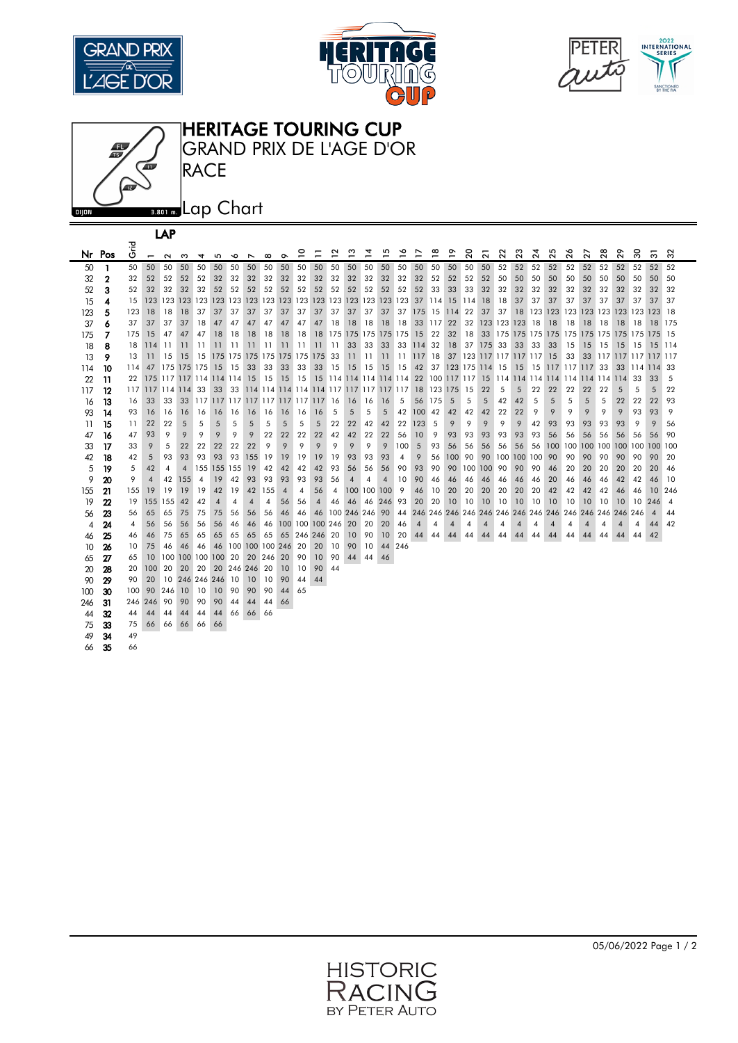# HERITAGE TOURING CUP

## GRAND PRIX DE L'AGE D'OR

## RACE

DIJON 3.801 m.

## Lap Chart

| Nr | Pos | Grid | 1 | 2 | 3 | 4 | 5 | 6 | 7 | 8 | 9 | 10 | 11 | 12 | 13 | 14 | 15 | 16 | 17 | 18 | 19 | 20 | 21 | 22 | 23 | 24 | 25 | 26 | 27 | 28 | 29 | 30 | 31 | 32 |
|---|---|---|---|---|---|---|---|---|---|---|---|---|---|---|---|---|---|---|---|---|---|---|---|---|---|---|---|---|---|---|---|---|---|---|
| 50 | 1 | 50 | 50 | 50 | 50 | 50 | 50 | 50 | 50 | 50 | 50 | 50 | 50 | 50 | 50 | 50 | 50 | 50 | 50 | 50 | 50 | 50 | 50 | 52 | 52 | 52 | 52 | 52 | 52 | 52 | 52 | 52 | 52 | 52 |
| 32 | 2 | 32 | 52 | 52 | 52 | 52 | 32 | 32 | 32 | 32 | 32 | 32 | 32 | 32 | 32 | 32 | 32 | 32 | 32 | 52 | 52 | 52 | 52 | 50 | 50 | 50 | 50 | 50 | 50 | 50 | 50 | 50 | 50 | 50 |
| 52 | 3 | 52 | 32 | 32 | 32 | 32 | 52 | 52 | 52 | 52 | 52 | 52 | 52 | 52 | 52 | 52 | 52 | 52 | 52 | 33 | 33 | 33 | 32 | 32 | 32 | 32 | 32 | 32 | 32 | 32 | 32 | 32 | 32 | 32 |
| 15 | 4 | 15 | 123 | 123 | 123 | 123 | 123 | 123 | 123 | 123 | 123 | 123 | 123 | 123 | 123 | 123 | 123 | 123 | 37 | 114 | 15 | 114 | 18 | 18 | 37 | 37 | 37 | 37 | 37 | 37 | 37 | 37 | 37 | 37 |
| 123 | 5 | 123 | 18 | 18 | 18 | 37 | 37 | 37 | 37 | 37 | 37 | 37 | 37 | 37 | 37 | 37 | 37 | 37 | 175 | 15 | 114 | 22 | 37 | 37 | 18 | 123 | 123 | 123 | 123 | 123 | 123 | 123 | 123 | 18 |
| 37 | 6 | 37 | 37 | 37 | 37 | 18 | 47 | 47 | 47 | 47 | 47 | 47 | 47 | 18 | 18 | 18 | 18 | 18 | 33 | 117 | 22 | 32 | 123 | 123 | 123 | 18 | 18 | 18 | 18 | 18 | 18 | 18 | 18 | 175 |
| 175 | 7 | 175 | 15 | 47 | 47 | 47 | 18 | 18 | 18 | 18 | 18 | 18 | 18 | 175 | 175 | 175 | 175 | 175 | 15 | 22 | 32 | 18 | 33 | 175 | 175 | 175 | 175 | 175 | 175 | 175 | 175 | 175 | 175 | 15 |
| 18 | 8 | 18 | 114 | 11 | 11 | 11 | 11 | 11 | 11 | 11 | 11 | 11 | 11 | 11 | 33 | 33 | 33 | 33 | 114 | 32 | 18 | 37 | 175 | 33 | 33 | 33 | 33 | 15 | 15 | 15 | 15 | 15 | 15 | 114 |
| 13 | 9 | 13 | 11 | 15 | 15 | 15 | 175 | 175 | 175 | 175 | 175 | 175 | 175 | 33 | 11 | 11 | 11 | 11 | 117 | 18 | 37 | 123 | 117 | 117 | 117 | 117 | 15 | 33 | 33 | 117 | 117 | 117 | 117 | 117 |
| 114 | 10 | 114 | 47 | 175 | 175 | 175 | 15 | 15 | 33 | 33 | 33 | 33 | 33 | 15 | 15 | 15 | 15 | 15 | 42 | 37 | 123 | 175 | 114 | 15 | 15 | 15 | 117 | 117 | 117 | 33 | 33 | 114 | 114 | 33 |
| 22 | 11 | 22 | 175 | 117 | 117 | 114 | 114 | 114 | 15 | 15 | 15 | 15 | 15 | 114 | 114 | 114 | 114 | 114 | 22 | 100 | 117 | 117 | 15 | 114 | 114 | 114 | 114 | 114 | 114 | 114 | 114 | 33 | 33 | 5 |
| 117 | 12 | 117 | 117 | 114 | 114 | 33 | 33 | 33 | 114 | 114 | 114 | 114 | 114 | 117 | 117 | 117 | 117 | 117 | 18 | 123 | 175 | 15 | 22 | 5 | 5 | 22 | 22 | 22 | 22 | 22 | 5 | 5 | 5 | 22 |
| 16 | 13 | 16 | 33 | 33 | 33 | 117 | 117 | 117 | 117 | 117 | 117 | 117 | 117 | 16 | 16 | 16 | 16 | 5 | 56 | 175 | 5 | 5 | 5 | 42 | 42 | 5 | 5 | 5 | 5 | 5 | 22 | 22 | 22 | 93 |
| 93 | 14 | 93 | 16 | 16 | 16 | 16 | 16 | 16 | 16 | 16 | 16 | 16 | 16 | 5 | 5 | 5 | 5 | 42 | 100 | 42 | 42 | 42 | 42 | 22 | 22 | 9 | 9 | 9 | 9 | 9 | 9 | 93 | 93 | 9 |
| 11 | 15 | 11 | 22 | 22 | 5 | 5 | 5 | 5 | 5 | 5 | 5 | 5 | 5 | 22 | 22 | 42 | 42 | 22 | 123 | 5 | 9 | 9 | 9 | 9 | 9 | 42 | 93 | 93 | 93 | 93 | 93 | 9 | 9 | 56 |
| 47 | 16 | 47 | 93 | 9 | 9 | 9 | 9 | 9 | 9 | 22 | 22 | 22 | 22 | 42 | 42 | 22 | 22 | 56 | 10 | 9 | 93 | 93 | 93 | 93 | 93 | 93 | 56 | 56 | 56 | 56 | 56 | 56 | 56 | 90 |
| 33 | 17 | 33 | 9 | 5 | 22 | 22 | 22 | 22 | 22 | 9 | 9 | 9 | 9 | 9 | 9 | 9 | 9 | 100 | 5 | 93 | 56 | 56 | 56 | 56 | 56 | 56 | 100 | 100 | 100 | 100 | 100 | 100 | 100 | 100 |
| 42 | 18 | 42 | 5 | 93 | 93 | 93 | 93 | 93 | 155 | 19 | 19 | 19 | 19 | 19 | 93 | 93 | 93 | 4 | 9 | 56 | 100 | 90 | 90 | 100 | 100 | 100 | 90 | 90 | 90 | 90 | 90 | 90 | 90 | 20 |
| 5 | 19 | 5 | 42 | 4 | 4 | 155 | 155 | 155 | 19 | 42 | 42 | 42 | 42 | 93 | 56 | 56 | 56 | 90 | 93 | 90 | 90 | 100 | 100 | 90 | 90 | 90 | 46 | 20 | 20 | 20 | 20 | 20 | 20 | 46 |
| 9 | 20 | 9 | 4 | 42 | 155 | 4 | 19 | 42 | 93 | 93 | 93 | 93 | 93 | 56 | 4 | 4 | 4 | 10 | 90 | 46 | 46 | 46 | 46 | 46 | 46 | 46 | 20 | 46 | 46 | 46 | 42 | 42 | 46 | 10 |
| 155 | 21 | 155 | 19 | 19 | 19 | 19 | 42 | 19 | 42 | 155 | 4 | 4 | 56 | 4 | 100 | 100 | 100 | 9 | 46 | 10 | 20 | 20 | 20 | 20 | 20 | 20 | 42 | 42 | 42 | 42 | 46 | 46 | 10 | 246 |
| 19 | 22 | 19 | 155 | 155 | 42 | 42 | 4 | 4 | 4 | 4 | 56 | 56 | 4 | 46 | 46 | 46 | 246 | 93 | 20 | 20 | 10 | 10 | 10 | 10 | 10 | 10 | 10 | 10 | 10 | 10 | 10 | 10 | 246 | 4 |
| 56 | 23 | 56 | 65 | 65 | 75 | 75 | 75 | 56 | 56 | 56 | 46 | 46 | 46 | 100 | 246 | 246 | 90 | 44 | 246 | 246 | 246 | 246 | 246 | 246 | 246 | 246 | 246 | 246 | 246 | 246 | 246 | 246 | 4 | 44 |
| 4 | 24 | 4 | 56 | 56 | 56 | 56 | 56 | 46 | 46 | 46 | 100 | 100 | 100 | 246 | 20 | 20 | 20 | 46 | 4 | 4 | 4 | 4 | 4 | 4 | 4 | 4 | 4 | 4 | 4 | 4 | 4 | 4 | 44 | 42 |
| 46 | 25 | 46 | 46 | 75 | 65 | 65 | 65 | 65 | 65 | 65 | 65 | 246 | 246 | 20 | 10 | 90 | 20 | 44 | 44 | 44 | 44 | 44 | 44 | 44 | 44 | 44 | 44 | 44 | 44 | 44 | 44 | 44 | 42 | |
| 10 | 26 | 10 | 75 | 46 | 46 | 46 | 46 | 100 | 100 | 100 | 246 | 20 | 20 | 10 | 90 | 10 | 44 | 246 | | | | | | | | | | | | | | | | |
| 65 | 27 | 65 | 10 | 100 | 100 | 100 | 100 | 20 | 20 | 246 | 20 | 90 | 10 | 90 | 44 | 44 | 46 | | | | | | | | | | | | | | | | | |
| 20 | 28 | 20 | 100 | 20 | 20 | 20 | 20 | 246 | 246 | 20 | 10 | 10 | 90 | 44 | | | | | | | | | | | | | | | | | | | | |
| 90 | 29 | 90 | 20 | 10 | 246 | 246 | 246 | 10 | 10 | 10 | 90 | 44 | 44 | | | | | | | | | | | | | | | | | | | | | |
| 100 | 30 | 100 | 90 | 246 | 10 | 10 | 10 | 90 | 90 | 90 | 44 | 65 | | | | | | | | | | | | | | | | | | | | | | |
| 246 | 31 | 246 | 246 | 90 | 90 | 90 | 90 | 44 | 44 | 44 | 66 | | | | | | | | | | | | | | | | | | | | | | | |
| 44 | 32 | 44 | 44 | 44 | 44 | 44 | 44 | 66 | 66 | 66 | | | | | | | | | | | | | | | | | | | | | | | | |
| 75 | 33 | 75 | 66 | 66 | 66 | 66 | 66 | | | | | | | | | | | | | | | | | | | | | | | | | | | |
| 49 | 34 | 49 | | | | | | | | | | | | | | | | | | | | | | | | | | | | | | | | |
| 66 | 35 | 66 | | | | | | | | | | | | | | | | | | | | | | | | | | | | | | | | |

05/06/2022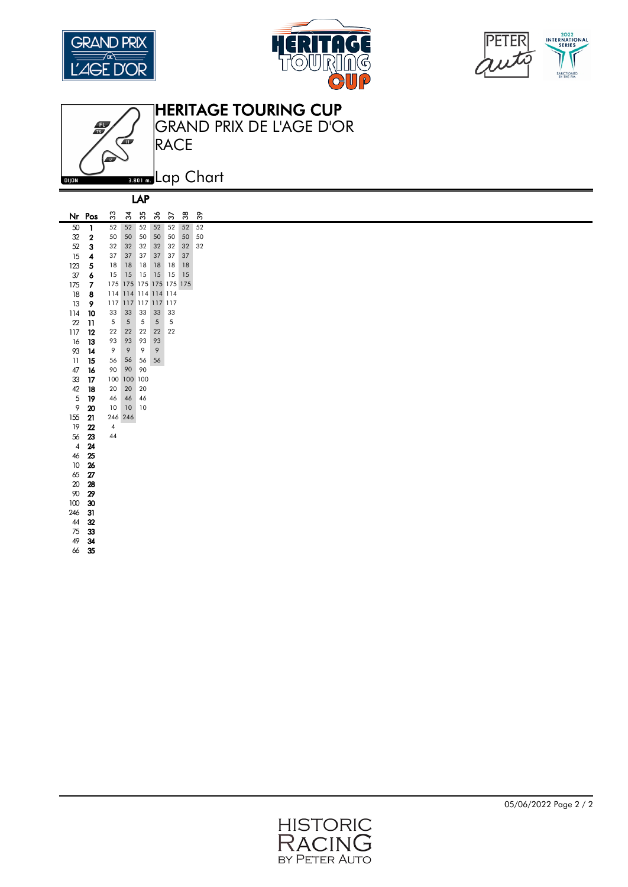# HERITAGE TOURING CUP

## GRAND PRIX DE L'AGE D'OR

## RACE

## Lap Chart

DIJON 3.801 m.

| Nr | Pos | 33 | 34 | 35 | 36 | 37 | 38 | 39 |
|---|---|---|---|---|---|---|---|---|
| 50 | 1 | 52 | 52 | 52 | 52 | 52 | 52 | 52 |
| 32 | 2 | 50 | 50 | 50 | 50 | 50 | 50 | 50 |
| 52 | 3 | 32 | 32 | 32 | 32 | 32 | 32 | 32 |
| 15 | 4 | 37 | 37 | 37 | 37 | 37 | 37 | |
| 123 | 5 | 18 | 18 | 18 | 18 | 18 | 18 | |
| 37 | 6 | 15 | 15 | 15 | 15 | 15 | 15 | |
| 175 | 7 | 175 | 175 | 175 | 175 | 175 | 175 | |
| 18 | 8 | 114 | 114 | 114 | 114 | 114 | | |
| 13 | 9 | 117 | 117 | 117 | 117 | 117 | | |
| 114 | 10 | 33 | 33 | 33 | 33 | 33 | | |
| 22 | 11 | 5 | 5 | 5 | 5 | 5 | | |
| 117 | 12 | 22 | 22 | 22 | 22 | 22 | | |
| 16 | 13 | 93 | 93 | 93 | 93 | | | |
| 93 | 14 | 9 | 9 | 9 | 9 | | | |
| 11 | 15 | 56 | 56 | 56 | 56 | | | |
| 47 | 16 | 90 | 90 | 90 | | | | |
| 33 | 17 | 100 | 100 | 100 | | | | |
| 42 | 18 | 20 | 20 | 20 | | | | |
| 5 | 19 | 46 | 46 | 46 | | | | |
| 9 | 20 | 10 | 10 | 10 | | | | |
| 155 | 21 | 246 | 246 | | | | | |
| 19 | 22 | 4 | | | | | | |
| 56 | 23 | 44 | | | | | | |
| 4 | 24 | | | | | | | |
| 46 | 25 | | | | | | | |
| 10 | 26 | | | | | | | |
| 65 | 27 | | | | | | | |
| 20 | 28 | | | | | | | |
| 90 | 29 | | | | | | | |
| 100 | 30 | | | | | | | |
| 246 | 31 | | | | | | | |
| 44 | 32 | | | | | | | |
| 75 | 33 | | | | | | | |
| 49 | 34 | | | | | | | |
| 66 | 35 | | | | | | | |

05/06/2022